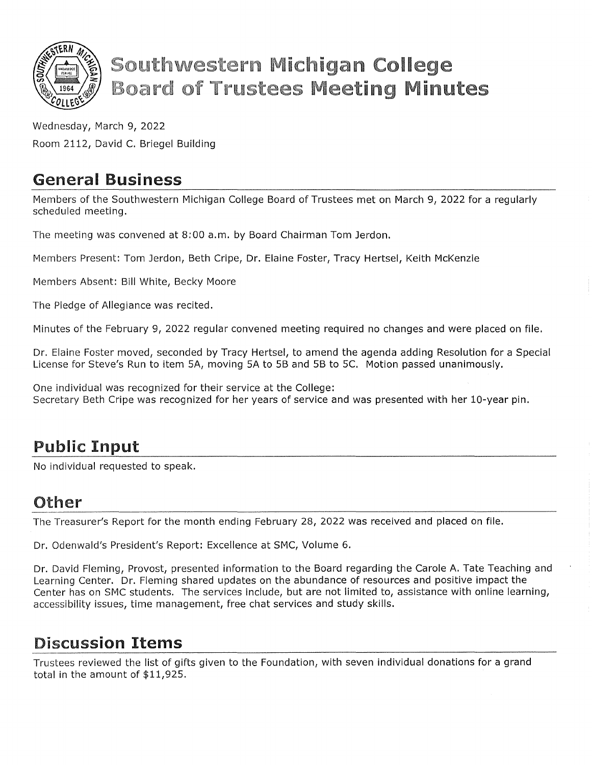# Southwestern Michigan College Board of Trustees Meeting Minutes

Wednesday, March 9, 2022

Room 2112, David C. Briegel Building

## General Business

Members of the Southwestern Michigan College Board of Trustees met on March 9, 2022 for a regularly scheduled meeting.

The meeting was convened at 8:00 a.m. by Board Chairman Tom Jerdon.

Members Present: Tom Jerdon, Beth Cripe, Dr. Elaine Foster, Tracy Hertsel, Keith McKenzie

Members Absent: Bill White, Becky Moore

The Pledge of Allegiance was recited.

Minutes of the February 9, 2022 regular convened meeting required no changes and were placed on file.

Dr. Elaine Foster moved, seconded by Tracy Hertsel, to amend the agenda adding Resolution for a Special License for Steve's Run to item 5A, moving 5A to 5B and 5B to 5C. Motion passed unanimously.

One individual was recognized for their service at the College:
Secretary Beth Cripe was recognized for her years of service and was presented with her 10-year pin.

## Public Input

No individual requested to speak.

## Other

The Treasurer's Report for the month ending February 28, 2022 was received and placed on file.

Dr. Odenwald's President's Report: Excellence at SMC, Volume 6.

Dr. David Fleming, Provost, presented information to the Board regarding the Carole A. Tate Teaching and Learning Center. Dr. Fleming shared updates on the abundance of resources and positive impact the Center has on SMC students. The services include, but are not limited to, assistance with online learning, accessibility issues, time management, free chat services and study skills.

## Discussion Items

Trustees reviewed the list of gifts given to the Foundation, with seven individual donations for a grand total in the amount of $11,925.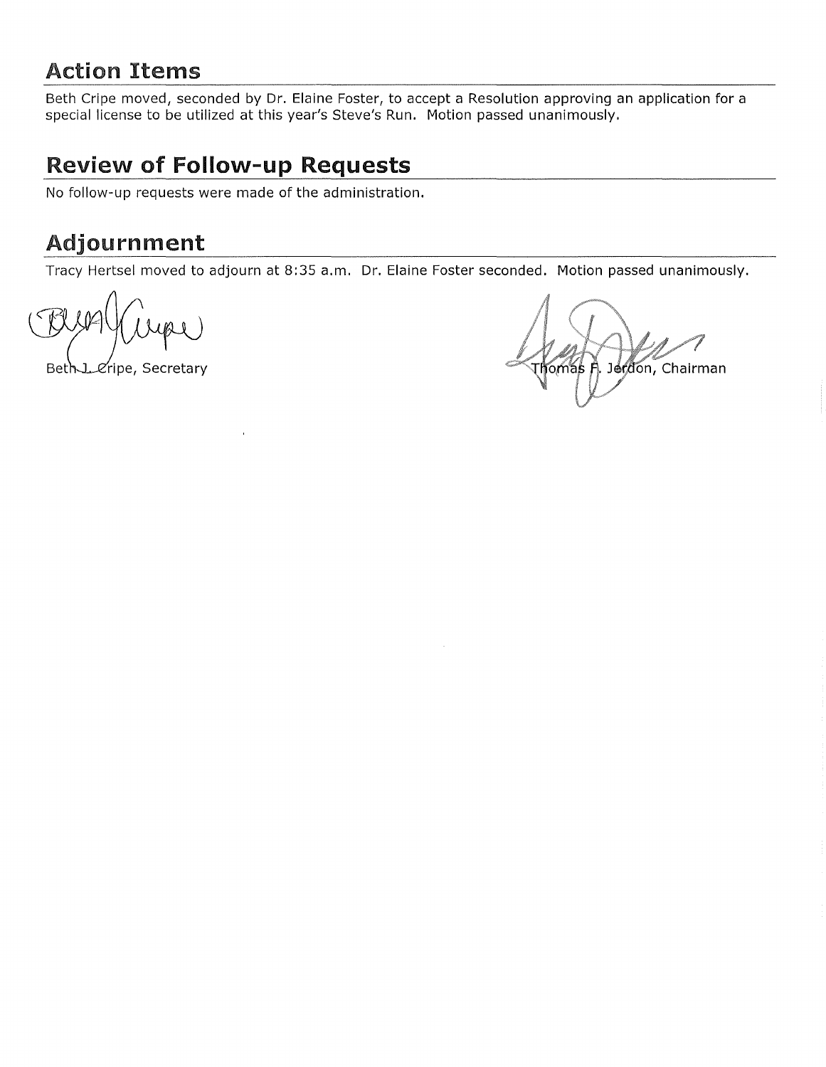## Action Items

Beth Cripe moved, seconded by Dr. Elaine Foster, to accept a Resolution approving an application for a special license to be utilized at this year's Steve's Run. Motion passed unanimously.

## Review of Follow-up Requests

No follow-up requests were made of the administration.

## Adjournment

Tracy Hertsel moved to adjourn at 8:35 a.m. Dr. Elaine Foster seconded. Motion passed unanimously.

Beth J. Cripe, Secretary

Thomas F. Jerdon, Chairman